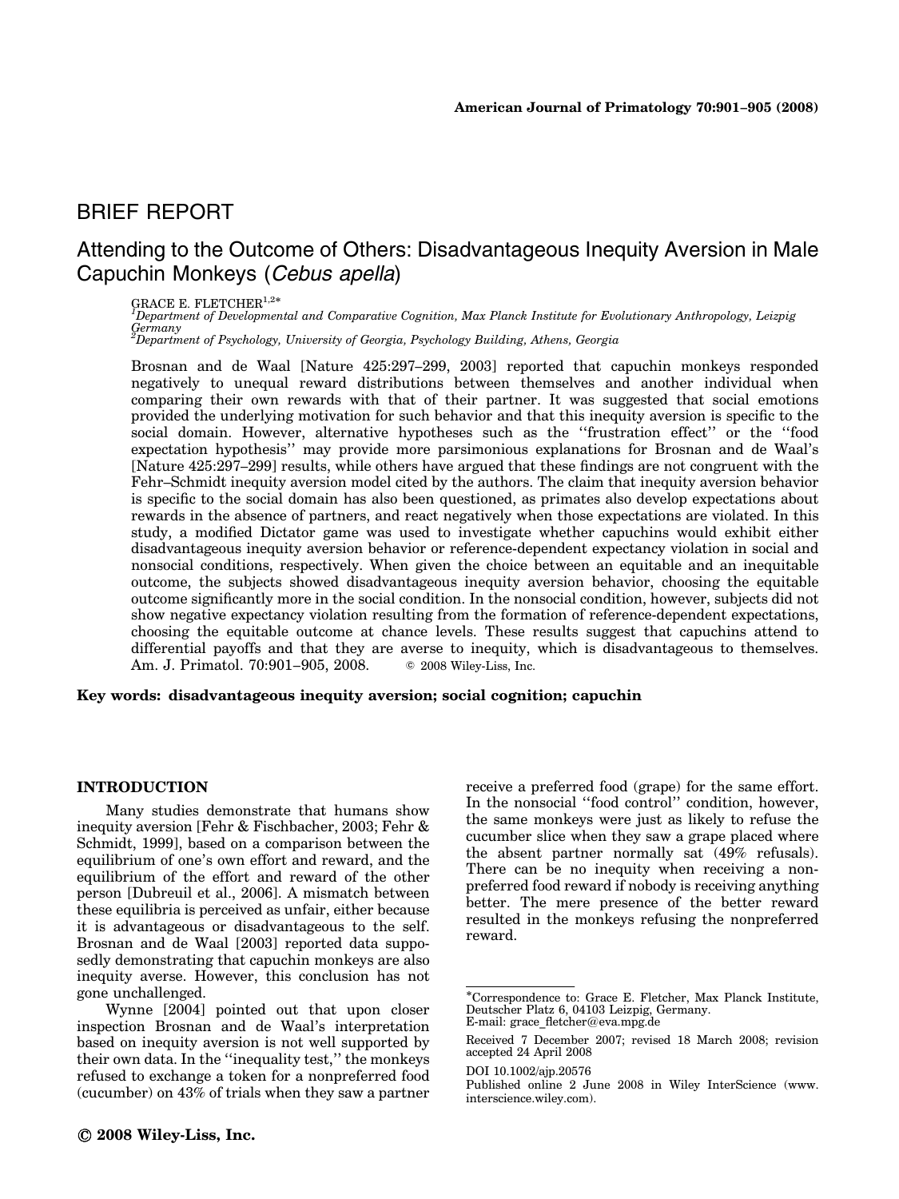## BRIEF REPORT

# Attending to the Outcome of Others: Disadvantageous Inequity Aversion in Male Capuchin Monkeys (*Cebus apella*)

GRACE E. FLETCHER[1,2*]

[1]*Department of Developmental and Comparative Cognition, Max Planck Institute for Evolutionary Anthropology, Leizpig Germany*
[2]*Department of Psychology, University of Georgia, Psychology Building, Athens, Georgia*

Brosnan and de Waal [Nature 425:297–299, 2003] reported that capuchin monkeys responded negatively to unequal reward distributions between themselves and another individual when comparing their own rewards with that of their partner. It was suggested that social emotions provided the underlying motivation for such behavior and that this inequity aversion is specific to the social domain. However, alternative hypotheses such as the ''frustration effect'' or the ''food expectation hypothesis'' may provide more parsimonious explanations for Brosnan and de Waal's [Nature 425:297–299] results, while others have argued that these findings are not congruent with the Fehr–Schmidt inequity aversion model cited by the authors. The claim that inequity aversion behavior is specific to the social domain has also been questioned, as primates also develop expectations about rewards in the absence of partners, and react negatively when those expectations are violated. In this study, a modified Dictator game was used to investigate whether capuchins would exhibit either disadvantageous inequity aversion behavior or reference-dependent expectancy violation in social and nonsocial conditions, respectively. When given the choice between an equitable and an inequitable outcome, the subjects showed disadvantageous inequity aversion behavior, choosing the equitable outcome significantly more in the social condition. In the nonsocial condition, however, subjects did not show negative expectancy violation resulting from the formation of reference-dependent expectations, choosing the equitable outcome at chance levels. These results suggest that capuchins attend to differential payoffs and that they are averse to inequity, which is disadvantageous to themselves. Am. J. Primatol. 70:901–905, 2008. © 2008 Wiley-Liss, Inc.

**Key words: disadvantageous inequity aversion; social cognition; capuchin**

## INTRODUCTION

Many studies demonstrate that humans show inequity aversion [Fehr & Fischbacher, 2003; Fehr & Schmidt, 1999], based on a comparison between the equilibrium of one's own effort and reward, and the equilibrium of the effort and reward of the other person [Dubreuil et al., 2006]. A mismatch between these equilibria is perceived as unfair, either because it is advantageous or disadvantageous to the self. Brosnan and de Waal [2003] reported data supposedly demonstrating that capuchin monkeys are also inequity averse. However, this conclusion has not gone unchallenged.

Wynne [2004] pointed out that upon closer inspection Brosnan and de Waal's interpretation based on inequity aversion is not well supported by their own data. In the ''inequality test,'' the monkeys refused to exchange a token for a nonpreferred food (cucumber) on 43% of trials when they saw a partner receive a preferred food (grape) for the same effort. In the nonsocial ''food control'' condition, however, the same monkeys were just as likely to refuse the cucumber slice when they saw a grape placed where the absent partner normally sat (49% refusals). There can be no inequity when receiving a nonpreferred food reward if nobody is receiving anything better. The mere presence of the better reward resulted in the monkeys refusing the nonpreferred reward.

*Correspondence to: Grace E. Fletcher, Max Planck Institute, Deutscher Platz 6, 04103 Leizpig, Germany.
E-mail: grace_fletcher@eva.mpg.de

Received 7 December 2007; revised 18 March 2008; revision accepted 24 April 2008

DOI 10.1002/ajp.20576

Published online 2 June 2008 in Wiley InterScience (www.interscience.wiley.com).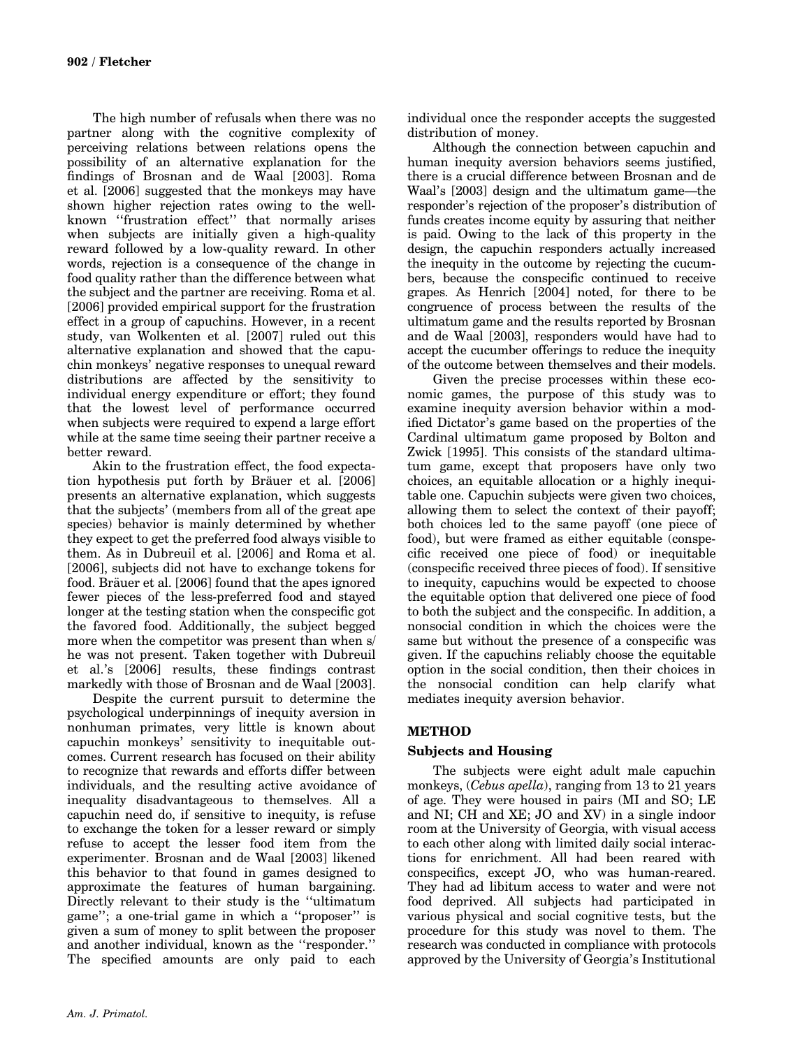The high number of refusals when there was no partner along with the cognitive complexity of perceiving relations between relations opens the possibility of an alternative explanation for the findings of Brosnan and de Waal [2003]. Roma et al. [2006] suggested that the monkeys may have shown higher rejection rates owing to the well-known "frustration effect" that normally arises when subjects are initially given a high-quality reward followed by a low-quality reward. In other words, rejection is a consequence of the change in food quality rather than the difference between what the subject and the partner are receiving. Roma et al. [2006] provided empirical support for the frustration effect in a group of capuchins. However, in a recent study, van Wolkenten et al. [2007] ruled out this alternative explanation and showed that the capuchin monkeys' negative responses to unequal reward distributions are affected by the sensitivity to individual energy expenditure or effort; they found that the lowest level of performance occurred when subjects were required to expend a large effort while at the same time seeing their partner receive a better reward.

Akin to the frustration effect, the food expectation hypothesis put forth by Bräuer et al. [2006] presents an alternative explanation, which suggests that the subjects' (members from all of the great ape species) behavior is mainly determined by whether they expect to get the preferred food always visible to them. As in Dubreuil et al. [2006] and Roma et al. [2006], subjects did not have to exchange tokens for food. Bräuer et al. [2006] found that the apes ignored fewer pieces of the less-preferred food and stayed longer at the testing station when the conspecific got the favored food. Additionally, the subject begged more when the competitor was present than when s/he was not present. Taken together with Dubreuil et al.'s [2006] results, these findings contrast markedly with those of Brosnan and de Waal [2003].

Despite the current pursuit to determine the psychological underpinnings of inequity aversion in nonhuman primates, very little is known about capuchin monkeys' sensitivity to inequitable outcomes. Current research has focused on their ability to recognize that rewards and efforts differ between individuals, and the resulting active avoidance of inequality disadvantageous to themselves. All a capuchin need do, if sensitive to inequity, is refuse to exchange the token for a lesser reward or simply refuse to accept the lesser food item from the experimenter. Brosnan and de Waal [2003] likened this behavior to that found in games designed to approximate the features of human bargaining. Directly relevant to their study is the "ultimatum game"; a one-trial game in which a "proposer" is given a sum of money to split between the proposer and another individual, known as the "responder." The specified amounts are only paid to each individual once the responder accepts the suggested distribution of money.

Although the connection between capuchin and human inequity aversion behaviors seems justified, there is a crucial difference between Brosnan and de Waal's [2003] design and the ultimatum game—the responder's rejection of the proposer's distribution of funds creates income equity by assuring that neither is paid. Owing to the lack of this property in the design, the capuchin responders actually increased the inequity in the outcome by rejecting the cucumbers, because the conspecific continued to receive grapes. As Henrich [2004] noted, for there to be congruence of process between the results of the ultimatum game and the results reported by Brosnan and de Waal [2003], responders would have had to accept the cucumber offerings to reduce the inequity of the outcome between themselves and their models.

Given the precise processes within these economic games, the purpose of this study was to examine inequity aversion behavior within a modified Dictator's game based on the properties of the Cardinal ultimatum game proposed by Bolton and Zwick [1995]. This consists of the standard ultimatum game, except that proposers have only two choices, an equitable allocation or a highly inequitable one. Capuchin subjects were given two choices, allowing them to select the context of their payoff; both choices led to the same payoff (one piece of food), but were framed as either equitable (conspecific received one piece of food) or inequitable (conspecific received three pieces of food). If sensitive to inequity, capuchins would be expected to choose the equitable option that delivered one piece of food to both the subject and the conspecific. In addition, a nonsocial condition in which the choices were the same but without the presence of a conspecific was given. If the capuchins reliably choose the equitable option in the social condition, then their choices in the nonsocial condition can help clarify what mediates inequity aversion behavior.

## METHOD

### Subjects and Housing

The subjects were eight adult male capuchin monkeys, (*Cebus apella*), ranging from 13 to 21 years of age. They were housed in pairs (MI and SO; LE and NI; CH and XE; JO and XV) in a single indoor room at the University of Georgia, with visual access to each other along with limited daily social interactions for enrichment. All had been reared with conspecifics, except JO, who was human-reared. They had ad libitum access to water and were not food deprived. All subjects had participated in various physical and social cognitive tests, but the procedure for this study was novel to them. The research was conducted in compliance with protocols approved by the University of Georgia's Institutional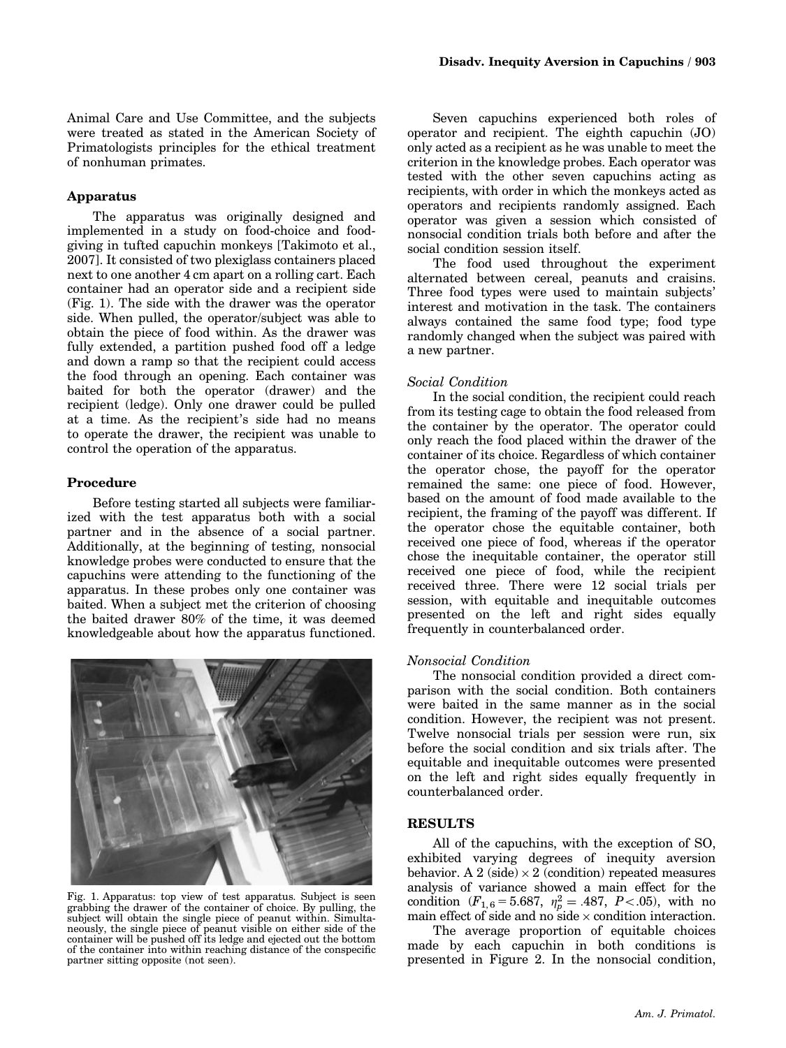Animal Care and Use Committee, and the subjects were treated as stated in the American Society of Primatologists principles for the ethical treatment of nonhuman primates.

### Apparatus

The apparatus was originally designed and implemented in a study on food-choice and food-giving in tufted capuchin monkeys [Takimoto et al., 2007]. It consisted of two plexiglass containers placed next to one another 4 cm apart on a rolling cart. Each container had an operator side and a recipient side (Fig. 1). The side with the drawer was the operator side. When pulled, the operator/subject was able to obtain the piece of food within. As the drawer was fully extended, a partition pushed food off a ledge and down a ramp so that the recipient could access the food through an opening. Each container was baited for both the operator (drawer) and the recipient (ledge). Only one drawer could be pulled at a time. As the recipient's side had no means to operate the drawer, the recipient was unable to control the operation of the apparatus.

### Procedure

Before testing started all subjects were familiarized with the test apparatus both with a social partner and in the absence of a social partner. Additionally, at the beginning of testing, nonsocial knowledge probes were conducted to ensure that the capuchins were attending to the functioning of the apparatus. In these probes only one container was baited. When a subject met the criterion of choosing the baited drawer 80% of the time, it was deemed knowledgeable about how the apparatus functioned.

Fig. 1. Apparatus: top view of test apparatus. Subject is seen grabbing the drawer of the container of choice. By pulling, the subject will obtain the single piece of peanut within. Simultaneously, the single piece of peanut visible on either side of the container will be pushed off its ledge and ejected out the bottom of the container into within reaching distance of the conspecific partner sitting opposite (not seen).

Seven capuchins experienced both roles of operator and recipient. The eighth capuchin (JO) only acted as a recipient as he was unable to meet the criterion in the knowledge probes. Each operator was tested with the other seven capuchins acting as recipients, with order in which the monkeys acted as operators and recipients randomly assigned. Each operator was given a session which consisted of nonsocial condition trials both before and after the social condition session itself.

The food used throughout the experiment alternated between cereal, peanuts and craisins. Three food types were used to maintain subjects' interest and motivation in the task. The containers always contained the same food type; food type randomly changed when the subject was paired with a new partner.

*Social Condition*

In the social condition, the recipient could reach from its testing cage to obtain the food released from the container by the operator. The operator could only reach the food placed within the drawer of the container of its choice. Regardless of which container the operator chose, the payoff for the operator remained the same: one piece of food. However, based on the amount of food made available to the recipient, the framing of the payoff was different. If the operator chose the equitable container, both received one piece of food, whereas if the operator chose the inequitable container, the operator still received one piece of food, while the recipient received three. There were 12 social trials per session, with equitable and inequitable outcomes presented on the left and right sides equally frequently in counterbalanced order.

*Nonsocial Condition*

The nonsocial condition provided a direct comparison with the social condition. Both containers were baited in the same manner as in the social condition. However, the recipient was not present. Twelve nonsocial trials per session were run, six before the social condition and six trials after. The equitable and inequitable outcomes were presented on the left and right sides equally frequently in counterbalanced order.

## RESULTS

All of the capuchins, with the exception of SO, exhibited varying degrees of inequity aversion behavior. A 2 (side) × 2 (condition) repeated measures analysis of variance showed a main effect for the condition ($F_{1,6} = 5.687$, $\eta_p^2 = .487$, $P < .05$), with no main effect of side and no side × condition interaction.

The average proportion of equitable choices made by each capuchin in both conditions is presented in Figure 2. In the nonsocial condition,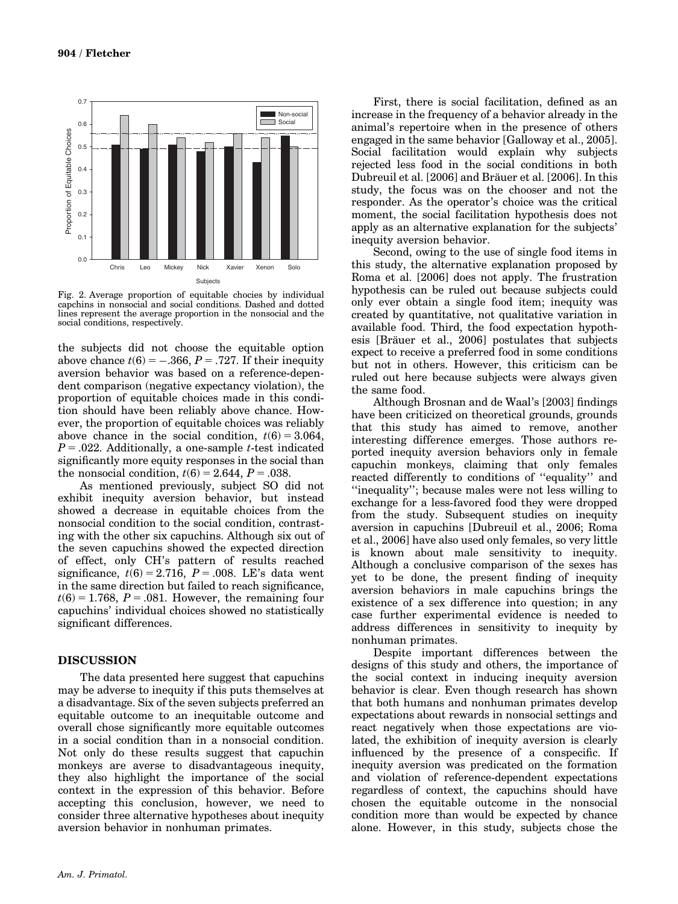Fig. 2. Average proportion of equitable chocies by individual capchins in nonsocial and social conditions. Dashed and dotted lines represent the average proportion in the nonsocial and the social conditions, respectively.

the subjects did not choose the equitable option above chance $t(6) = -.366$, $P = .727$. If their inequity aversion behavior was based on a reference-dependent comparison (negative expectancy violation), the proportion of equitable choices made in this condition should have been reliably above chance. However, the proportion of equitable choices was reliably above chance in the social condition, $t(6) = 3.064$, $P = .022$. Additionally, a one-sample $t$-test indicated significantly more equity responses in the social than the nonsocial condition, $t(6) = 2.644$, $P = .038$.

As mentioned previously, subject SO did not exhibit inequity aversion behavior, but instead showed a decrease in equitable choices from the nonsocial condition to the social condition, contrasting with the other six capuchins. Although six out of the seven capuchins showed the expected direction of effect, only CH's pattern of results reached significance, $t(6) = 2.716$, $P = .008$. LE's data went in the same direction but failed to reach significance, $t(6) = 1.768$, $P = .081$. However, the remaining four capuchins' individual choices showed no statistically significant differences.

## DISCUSSION

The data presented here suggest that capuchins may be adverse to inequity if this puts themselves at a disadvantage. Six of the seven subjects preferred an equitable outcome to an inequitable outcome and overall chose significantly more equitable outcomes in a social condition than in a nonsocial condition. Not only do these results suggest that capuchin monkeys are averse to disadvantageous inequity, they also highlight the importance of the social context in the expression of this behavior. Before accepting this conclusion, however, we need to consider three alternative hypotheses about inequity aversion behavior in nonhuman primates.

First, there is social facilitation, defined as an increase in the frequency of a behavior already in the animal's repertoire when in the presence of others engaged in the same behavior [Galloway et al., 2005]. Social facilitation would explain why subjects rejected less food in the social conditions in both Dubreuil et al. [2006] and Bräuer et al. [2006]. In this study, the focus was on the chooser and not the responder. As the operator's choice was the critical moment, the social facilitation hypothesis does not apply as an alternative explanation for the subjects' inequity aversion behavior.

Second, owing to the use of single food items in this study, the alternative explanation proposed by Roma et al. [2006] does not apply. The frustration hypothesis can be ruled out because subjects could only ever obtain a single food item; inequity was created by quantitative, not qualitative variation in available food. Third, the food expectation hypothesis [Bräuer et al., 2006] postulates that subjects expect to receive a preferred food in some conditions but not in others. However, this criticism can be ruled out here because subjects were always given the same food.

Although Brosnan and de Waal's [2003] findings have been criticized on theoretical grounds, grounds that this study has aimed to remove, another interesting difference emerges. Those authors reported inequity aversion behaviors only in female capuchin monkeys, claiming that only females reacted differently to conditions of ''equality'' and ''inequality''; because males were not less willing to exchange for a less-favored food they were dropped from the study. Subsequent studies on inequity aversion in capuchins [Dubreuil et al., 2006; Roma et al., 2006] have also used only females, so very little is known about male sensitivity to inequity. Although a conclusive comparison of the sexes has yet to be done, the present finding of inequity aversion behaviors in male capuchins brings the existence of a sex difference into question; in any case further experimental evidence is needed to address differences in sensitivity to inequity by nonhuman primates.

Despite important differences between the designs of this study and others, the importance of the social context in inducing inequity aversion behavior is clear. Even though research has shown that both humans and nonhuman primates develop expectations about rewards in nonsocial settings and react negatively when those expectations are violated, the exhibition of inequity aversion is clearly influenced by the presence of a conspecific. If inequity aversion was predicated on the formation and violation of reference-dependent expectations regardless of context, the capuchins should have chosen the equitable outcome in the nonsocial condition more than would be expected by chance alone. However, in this study, subjects chose the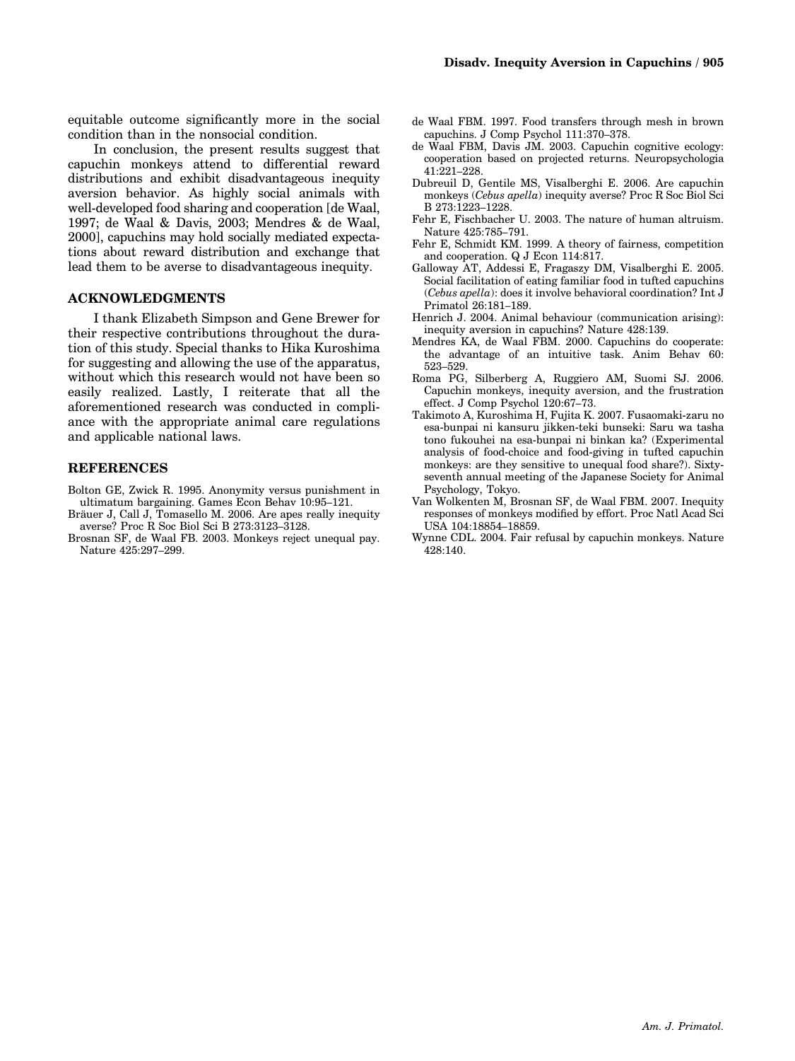equitable outcome significantly more in the social condition than in the nonsocial condition.

In conclusion, the present results suggest that capuchin monkeys attend to differential reward distributions and exhibit disadvantageous inequity aversion behavior. As highly social animals with well-developed food sharing and cooperation [de Waal, 1997; de Waal & Davis, 2003; Mendres & de Waal, 2000], capuchins may hold socially mediated expectations about reward distribution and exchange that lead them to be averse to disadvantageous inequity.

## ACKNOWLEDGMENTS

I thank Elizabeth Simpson and Gene Brewer for their respective contributions throughout the duration of this study. Special thanks to Hika Kuroshima for suggesting and allowing the use of the apparatus, without which this research would not have been so easily realized. Lastly, I reiterate that all the aforementioned research was conducted in compliance with the appropriate animal care regulations and applicable national laws.

## REFERENCES

Bolton GE, Zwick R. 1995. Anonymity versus punishment in ultimatum bargaining. Games Econ Behav 10:95–121.

Bräuer J, Call J, Tomasello M. 2006. Are apes really inequity averse? Proc R Soc Biol Sci B 273:3123–3128.

Brosnan SF, de Waal FB. 2003. Monkeys reject unequal pay. Nature 425:297–299.

de Waal FBM. 1997. Food transfers through mesh in brown capuchins. J Comp Psychol 111:370–378.

de Waal FBM, Davis JM. 2003. Capuchin cognitive ecology: cooperation based on projected returns. Neuropsychologia 41:221–228.

Dubreuil D, Gentile MS, Visalberghi E. 2006. Are capuchin monkeys (*Cebus apella*) inequity averse? Proc R Soc Biol Sci B 273:1223–1228.

Fehr E, Fischbacher U. 2003. The nature of human altruism. Nature 425:785–791.

Fehr E, Schmidt KM. 1999. A theory of fairness, competition and cooperation. Q J Econ 114:817.

Galloway AT, Addessi E, Fragaszy DM, Visalberghi E. 2005. Social facilitation of eating familiar food in tufted capuchins (*Cebus apella*): does it involve behavioral coordination? Int J Primatol 26:181–189.

Henrich J. 2004. Animal behaviour (communication arising): inequity aversion in capuchins? Nature 428:139.

Mendres KA, de Waal FBM. 2000. Capuchins do cooperate: the advantage of an intuitive task. Anim Behav 60: 523–529.

Roma PG, Silberberg A, Ruggiero AM, Suomi SJ. 2006. Capuchin monkeys, inequity aversion, and the frustration effect. J Comp Psychol 120:67–73.

Takimoto A, Kuroshima H, Fujita K. 2007. Fusaomaki-zaru no esa-bunpai ni kansuru jikken-teki bunseki: Saru wa tasha tono fukouhei na esa-bunpai ni binkan ka? (Experimental analysis of food-choice and food-giving in tufted capuchin monkeys: are they sensitive to unequal food share?). Sixty-seventh annual meeting of the Japanese Society for Animal Psychology, Tokyo.

Van Wolkenten M, Brosnan SF, de Waal FBM. 2007. Inequity responses of monkeys modified by effort. Proc Natl Acad Sci USA 104:18854–18859.

Wynne CDL. 2004. Fair refusal by capuchin monkeys. Nature 428:140.